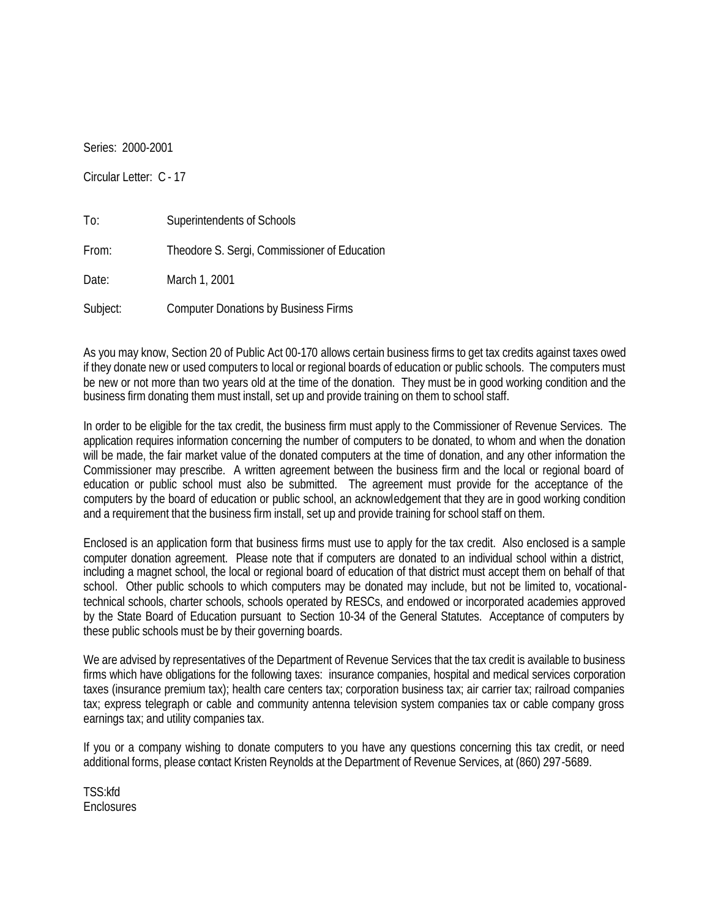Series: 2000-2001

Circular Letter: C - 17

To: Superintendents of Schools

From: Theodore S. Sergi, Commissioner of Education

Date: March 1, 2001

Subject: Computer Donations by Business Firms

As you may know, Section 20 of Public Act 00-170 allows certain business firms to get tax credits against taxes owed if they donate new or used computers to local or regional boards of education or public schools. The computers must be new or not more than two years old at the time of the donation. They must be in good working condition and the business firm donating them must install, set up and provide training on them to school staff.

In order to be eligible for the tax credit, the business firm must apply to the Commissioner of Revenue Services. The application requires information concerning the number of computers to be donated, to whom and when the donation will be made, the fair market value of the donated computers at the time of donation, and any other information the Commissioner may prescribe. A written agreement between the business firm and the local or regional board of education or public school must also be submitted. The agreement must provide for the acceptance of the computers by the board of education or public school, an acknowledgement that they are in good working condition and a requirement that the business firm install, set up and provide training for school staff on them.

Enclosed is an application form that business firms must use to apply for the tax credit. Also enclosed is a sample computer donation agreement. Please note that if computers are donated to an individual school within a district, including a magnet school, the local or regional board of education of that district must accept them on behalf of that school. Other public schools to which computers may be donated may include, but not be limited to, vocational-technical schools, charter schools, schools operated by RESCs, and endowed or incorporated academies approved by the State Board of Education pursuant to Section 10-34 of the General Statutes. Acceptance of computers by these public schools must be by their governing boards.

We are advised by representatives of the Department of Revenue Services that the tax credit is available to business firms which have obligations for the following taxes: insurance companies, hospital and medical services corporation taxes (insurance premium tax); health care centers tax; corporation business tax; air carrier tax; railroad companies tax; express telegraph or cable and community antenna television system companies tax or cable company gross earnings tax; and utility companies tax.

If you or a company wishing to donate computers to you have any questions concerning this tax credit, or need additional forms, please contact Kristen Reynolds at the Department of Revenue Services, at (860) 297-5689.

TSS:kfd
Enclosures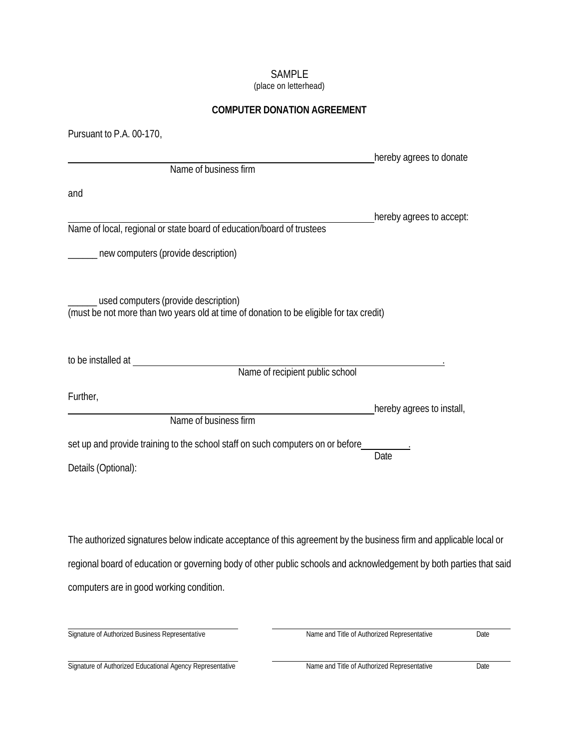SAMPLE
(place on letterhead)

**COMPUTER DONATION AGREEMENT**

Pursuant to P.A. 00-170,

\_\_\_\_\_\_\_\_\_\_\_\_\_\_\_\_\_\_\_\_\_\_\_\_\_\_\_\_\_\_\_\_\_\_\_\_\_\_\_\_\_\_\_\_\_\_\_\_ hereby agrees to donate
Name of business firm

and

\_\_\_\_\_\_\_\_\_\_\_\_\_\_\_\_\_\_\_\_\_\_\_\_\_\_\_\_\_\_\_\_\_\_\_\_\_\_\_\_\_\_\_\_\_\_\_\_ hereby agrees to accept:
Name of local, regional or state board of education/board of trustees

\_\_\_\_\_\_ new computers (provide description)

\_\_\_\_\_\_ used computers (provide description)
(must be not more than two years old at time of donation to be eligible for tax credit)

to be installed at \_\_\_\_\_\_\_\_\_\_\_\_\_\_\_\_\_\_\_\_\_\_\_\_\_\_\_\_\_\_\_\_\_\_\_\_\_\_\_\_\_\_\_\_\_\_\_\_.
Name of recipient public school

Further,

\_\_\_\_\_\_\_\_\_\_\_\_\_\_\_\_\_\_\_\_\_\_\_\_\_\_\_\_\_\_\_\_\_\_\_\_\_\_\_\_\_\_\_\_\_\_\_\_ hereby agrees to install,
Name of business firm

set up and provide training to the school staff on such computers on or before \_\_\_\_\_\_\_\_\_\_.
Date

Details (Optional):

The authorized signatures below indicate acceptance of this agreement by the business firm and applicable local or regional board of education or governing body of other public schools and acknowledgement by both parties that said computers are in good working condition.

\_\_\_\_\_\_\_\_\_\_\_\_\_\_\_\_\_\_\_\_\_\_\_\_\_\_\_\_\_\_\_\_\_\_\_\_ \_\_\_\_\_\_\_\_\_\_\_\_\_\_\_\_\_\_\_\_\_\_\_\_\_\_\_\_\_\_\_\_\_\_\_\_\_\_\_\_\_\_\_\_\_\_\_\_\_\_
Signature of Authorized Business Representative Name and Title of Authorized Representative Date

\_\_\_\_\_\_\_\_\_\_\_\_\_\_\_\_\_\_\_\_\_\_\_\_\_\_\_\_\_\_\_\_\_\_\_\_ \_\_\_\_\_\_\_\_\_\_\_\_\_\_\_\_\_\_\_\_\_\_\_\_\_\_\_\_\_\_\_\_\_\_\_\_\_\_\_\_\_\_\_\_\_\_\_\_\_\_
Signature of Authorized Educational Agency Representative Name and Title of Authorized Representative Date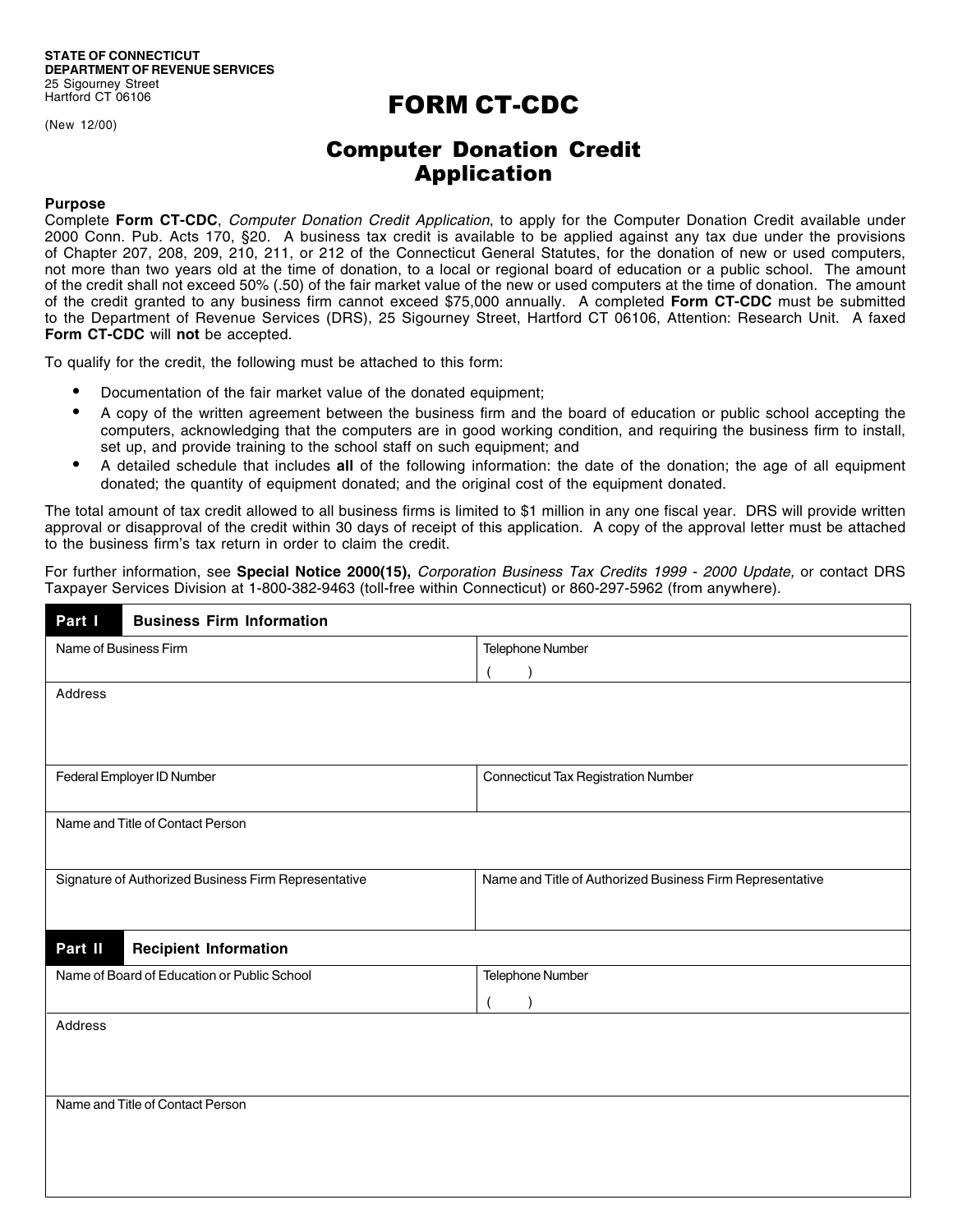**STATE OF CONNECTICUT**
**DEPARTMENT OF REVENUE SERVICES**
25 Sigourney Street
Hartford CT 06106

(New 12/00)

# FORM CT-CDC

## Computer Donation Credit Application

**Purpose**

Complete **Form CT-CDC**, *Computer Donation Credit Application*, to apply for the Computer Donation Credit available under 2000 Conn. Pub. Acts 170, §20. A business tax credit is available to be applied against any tax due under the provisions of Chapter 207, 208, 209, 210, 211, or 212 of the Connecticut General Statutes, for the donation of new or used computers, not more than two years old at the time of donation, to a local or regional board of education or a public school. The amount of the credit shall not exceed 50% (.50) of the fair market value of the new or used computers at the time of donation. The amount of the credit granted to any business firm cannot exceed $75,000 annually. A completed **Form CT-CDC** must be submitted to the Department of Revenue Services (DRS), 25 Sigourney Street, Hartford CT 06106, Attention: Research Unit. A faxed **Form CT-CDC** will **not** be accepted.

To qualify for the credit, the following must be attached to this form:

- Documentation of the fair market value of the donated equipment;
- A copy of the written agreement between the business firm and the board of education or public school accepting the computers, acknowledging that the computers are in good working condition, and requiring the business firm to install, set up, and provide training to the school staff on such equipment; and
- A detailed schedule that includes **all** of the following information: the date of the donation; the age of all equipment donated; the quantity of equipment donated; and the original cost of the equipment donated.

The total amount of tax credit allowed to all business firms is limited to $1 million in any one fiscal year. DRS will provide written approval or disapproval of the credit within 30 days of receipt of this application. A copy of the approval letter must be attached to the business firm's tax return in order to claim the credit.

For further information, see **Special Notice 2000(15),** *Corporation Business Tax Credits 1999 - 2000 Update,* or contact DRS Taxpayer Services Division at 1-800-382-9463 (toll-free within Connecticut) or 860-297-5962 (from anywhere).

| **Part I** Business Firm Information | |
|---|---|
| Name of Business Firm | Telephone Number ( ) |
| Address | |
| Federal Employer ID Number | Connecticut Tax Registration Number |
| Name and Title of Contact Person | |
| Signature of Authorized Business Firm Representative | Name and Title of Authorized Business Firm Representative |

| **Part II** Recipient Information | |
|---|---|
| Name of Board of Education or Public School | Telephone Number ( ) |
| Address | |
| Name and Title of Contact Person | |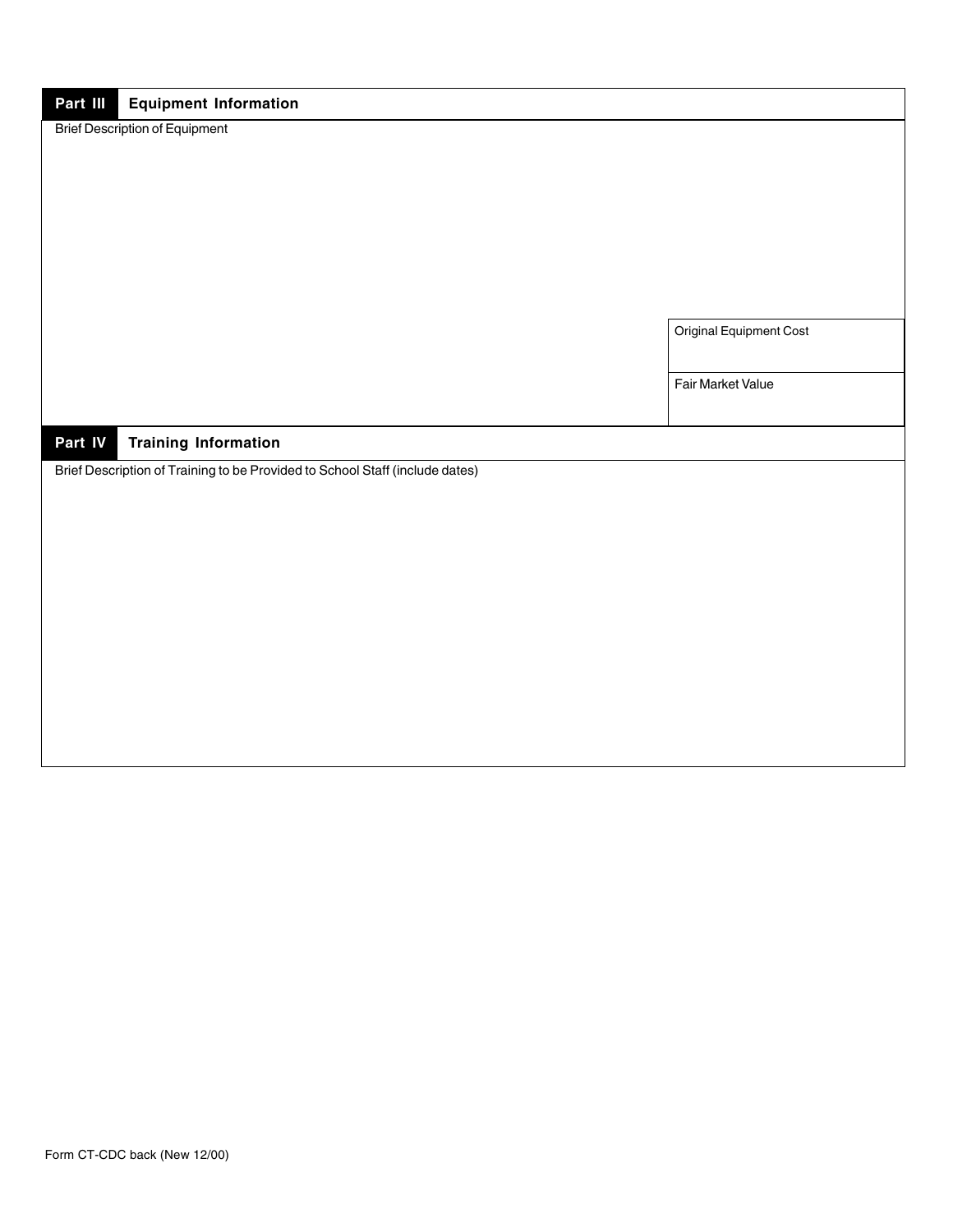## Part III Equipment Information

Brief Description of Equipment

Original Equipment Cost

Fair Market Value

## Part IV Training Information

Brief Description of Training to be Provided to School Staff (include dates)

Form CT-CDC back (New 12/00)